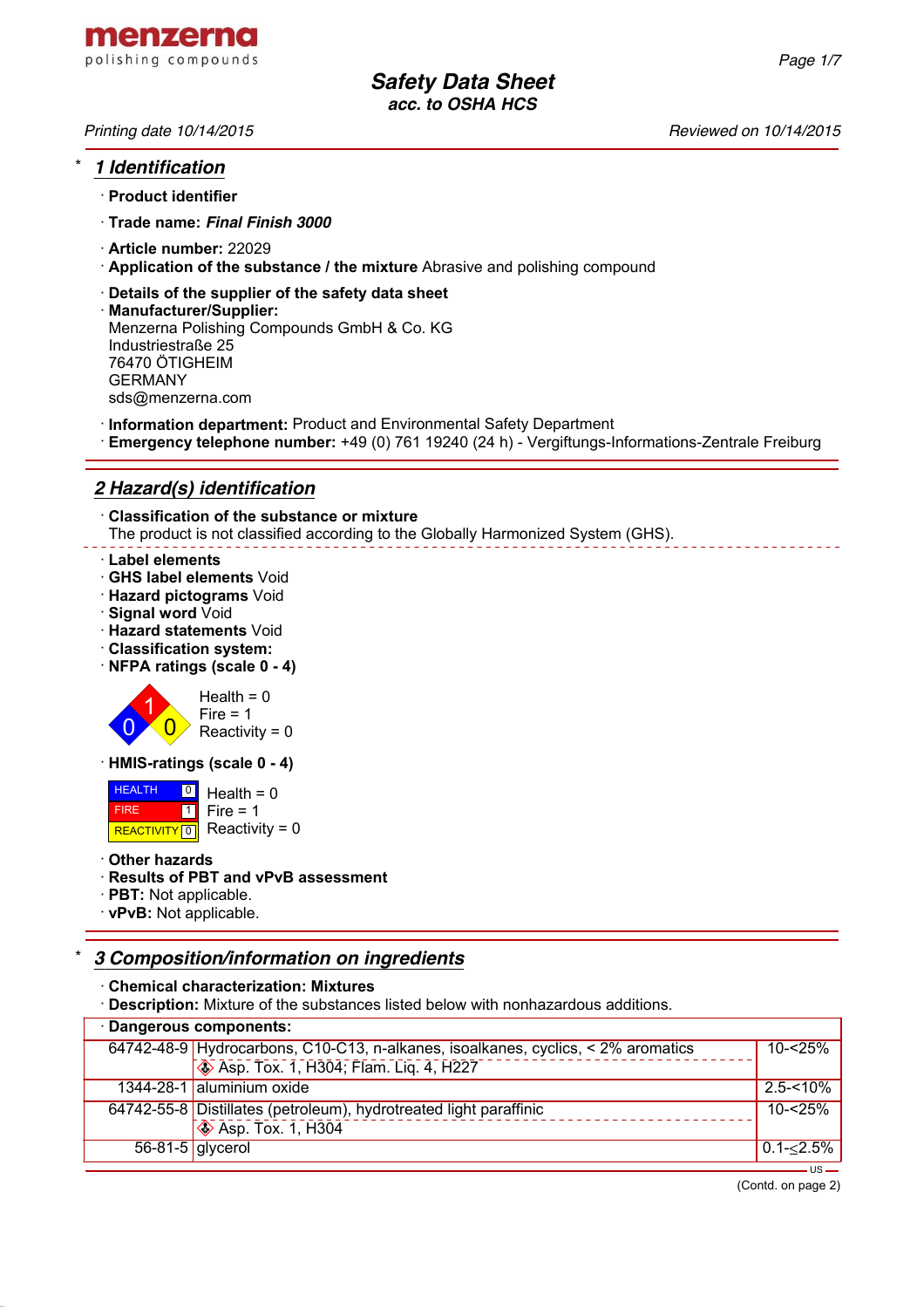# Safety Data Sheet
**acc. to OSHA HCS**

*Printing date 10/14/2015* *Reviewed on 10/14/2015*

## * 1 Identification

· **Product identifier**

· **Trade name:** ***Final Finish 3000***

· **Article number:** 22029
· **Application of the substance / the mixture** Abrasive and polishing compound

· **Details of the supplier of the safety data sheet**
· **Manufacturer/Supplier:**
Menzerna Polishing Compounds GmbH & Co. KG
Industriestraße 25
76470 ÖTIGHEIM
GERMANY
sds@menzerna.com

· **Information department:** Product and Environmental Safety Department
· **Emergency telephone number:** +49 (0) 761 19240 (24 h) - Vergiftungs-Informations-Zentrale Freiburg

## 2 Hazard(s) identification

· **Classification of the substance or mixture**
The product is not classified according to the Globally Harmonized System (GHS).

· **Label elements**
· **GHS label elements** Void
· **Hazard pictograms** Void
· **Signal word** Void
· **Hazard statements** Void
· **Classification system:**
· **NFPA ratings (scale 0 - 4)**

Health = 0
Fire = 1
Reactivity = 0

· **HMIS-ratings (scale 0 - 4)**

| | | |
|---|---|---|
| HEALTH | 0 | Health = 0 |
| FIRE | 1 | Fire = 1 |
| REACTIVITY | 0 | Reactivity = 0 |

· **Other hazards**
· **Results of PBT and vPvB assessment**
· **PBT:** Not applicable.
· **vPvB:** Not applicable.

## * 3 Composition/information on ingredients

· **Chemical characterization: Mixtures**
· **Description:** Mixture of the substances listed below with nonhazardous additions.

| · **Dangerous components:** | | |
|---|---|---|
| 64742-48-9 | Hydrocarbons, C10-C13, n-alkanes, isoalkanes, cyclics, < 2% aromatics<br>Asp. Tox. 1, H304; Flam. Liq. 4, H227 | 10-<25% |
| 1344-28-1 | aluminium oxide | 2.5-<10% |
| 64742-55-8 | Distillates (petroleum), hydrotreated light paraffinic<br>Asp. Tox. 1, H304 | 10-<25% |
| 56-81-5 | glycerol | 0.1-≤2.5% |

(Contd. on page 2)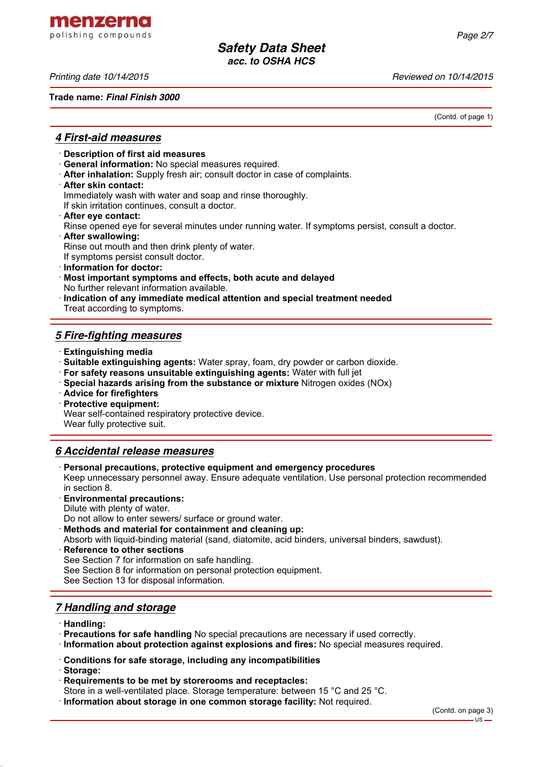Trade name: ***Final Finish 3000***

(Contd. of page 1)

## 4 First-aid measures

· **Description of first aid measures**
· **General information:** No special measures required.
· **After inhalation:** Supply fresh air; consult doctor in case of complaints.
· **After skin contact:**
Immediately wash with water and soap and rinse thoroughly.
If skin irritation continues, consult a doctor.
· **After eye contact:**
Rinse opened eye for several minutes under running water. If symptoms persist, consult a doctor.
· **After swallowing:**
Rinse out mouth and then drink plenty of water.
If symptoms persist consult doctor.
· **Information for doctor:**
· **Most important symptoms and effects, both acute and delayed**
No further relevant information available.
· **Indication of any immediate medical attention and special treatment needed**
Treat according to symptoms.

## 5 Fire-fighting measures

· **Extinguishing media**
· **Suitable extinguishing agents:** Water spray, foam, dry powder or carbon dioxide.
· **For safety reasons unsuitable extinguishing agents:** Water with full jet
· **Special hazards arising from the substance or mixture** Nitrogen oxides (NOx)
· **Advice for firefighters**
· **Protective equipment:**
Wear self-contained respiratory protective device.
Wear fully protective suit.

## 6 Accidental release measures

· **Personal precautions, protective equipment and emergency procedures**
Keep unnecessary personnel away. Ensure adequate ventilation. Use personal protection recommended in section 8.
· **Environmental precautions:**
Dilute with plenty of water.
Do not allow to enter sewers/ surface or ground water.
· **Methods and material for containment and cleaning up:**
Absorb with liquid-binding material (sand, diatomite, acid binders, universal binders, sawdust).
· **Reference to other sections**
See Section 7 for information on safe handling.
See Section 8 for information on personal protection equipment.
See Section 13 for disposal information.

## 7 Handling and storage

· **Handling:**
· **Precautions for safe handling** No special precautions are necessary if used correctly.
· **Information about protection against explosions and fires:** No special measures required.

· **Conditions for safe storage, including any incompatibilities**
· **Storage:**
· **Requirements to be met by storerooms and receptacles:**
Store in a well-ventilated place. Storage temperature: between 15 °C and 25 °C.
· **Information about storage in one common storage facility:** Not required.

(Contd. on page 3)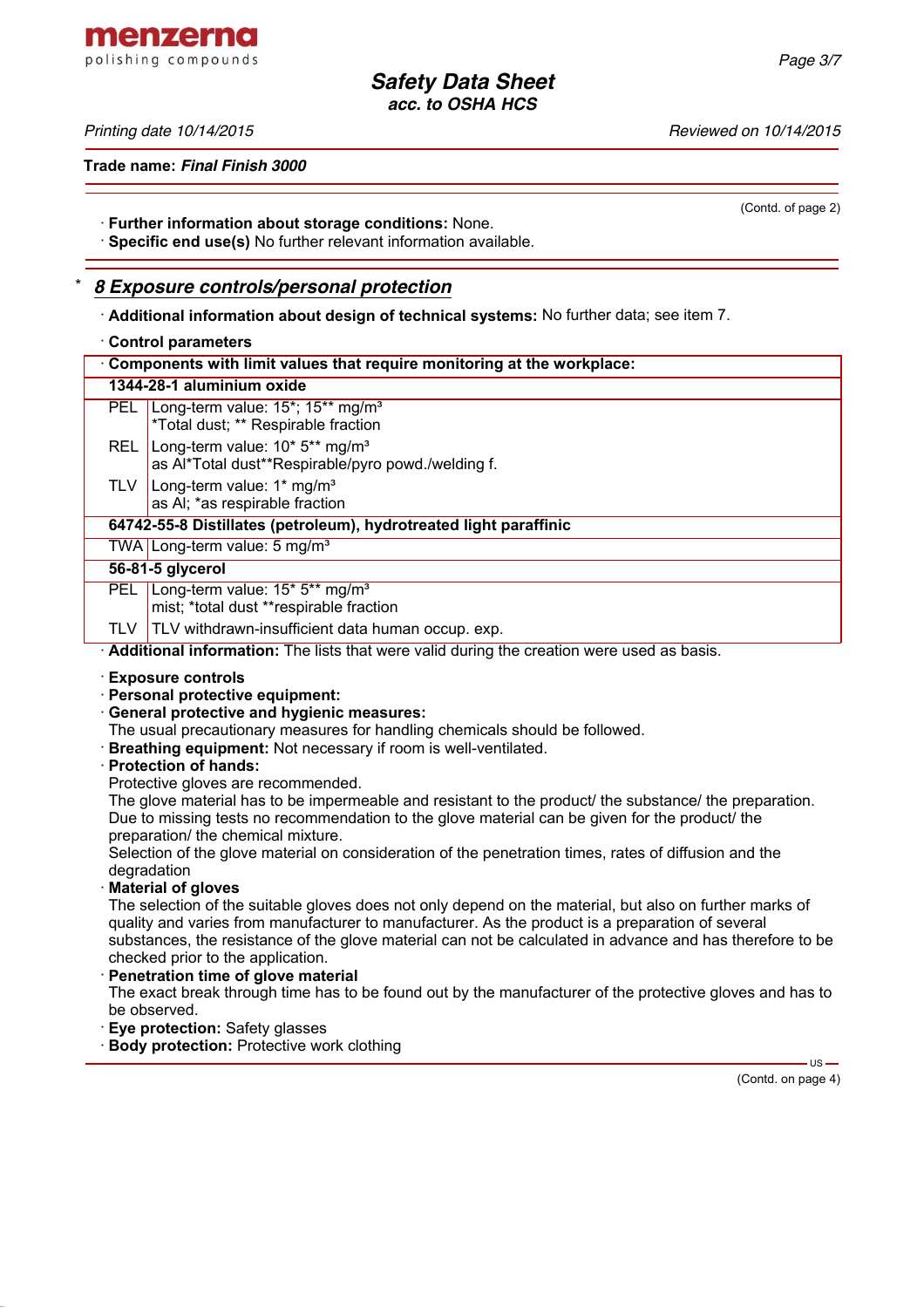(Contd. of page 2)

· **Further information about storage conditions:** None.
· **Specific end use(s)** No further relevant information available.

## * 8 Exposure controls/personal protection

· **Additional information about design of technical systems:** No further data; see item 7.

· **Control parameters**

| · Components with limit values that require monitoring at the workplace: | |
|---|---|
| **1344-28-1 aluminium oxide** | |
| PEL | Long-term value: 15*; 15** mg/m³<br>*Total dust; ** Respirable fraction |
| REL | Long-term value: 10* 5** mg/m³<br>as Al*Total dust**Respirable/pyro powd./welding f. |
| TLV | Long-term value: 1* mg/m³<br>as Al; *as respirable fraction |
| **64742-55-8 Distillates (petroleum), hydrotreated light paraffinic** | |
| TWA | Long-term value: 5 mg/m³ |
| **56-81-5 glycerol** | |
| PEL | Long-term value: 15* 5** mg/m³<br>mist; *total dust **respirable fraction |
| TLV | TLV withdrawn-insufficient data human occup. exp. |

· **Additional information:** The lists that were valid during the creation were used as basis.

· **Exposure controls**
· **Personal protective equipment:**
· **General protective and hygienic measures:**
The usual precautionary measures for handling chemicals should be followed.
· **Breathing equipment:** Not necessary if room is well-ventilated.
· **Protection of hands:**
Protective gloves are recommended.
The glove material has to be impermeable and resistant to the product/ the substance/ the preparation.
Due to missing tests no recommendation to the glove material can be given for the product/ the preparation/ the chemical mixture.
Selection of the glove material on consideration of the penetration times, rates of diffusion and the degradation
· **Material of gloves**
The selection of the suitable gloves does not only depend on the material, but also on further marks of quality and varies from manufacturer to manufacturer. As the product is a preparation of several substances, the resistance of the glove material can not be calculated in advance and has therefore to be checked prior to the application.
· **Penetration time of glove material**
The exact break through time has to be found out by the manufacturer of the protective gloves and has to be observed.
· **Eye protection:** Safety glasses
· **Body protection:** Protective work clothing

(Contd. on page 4)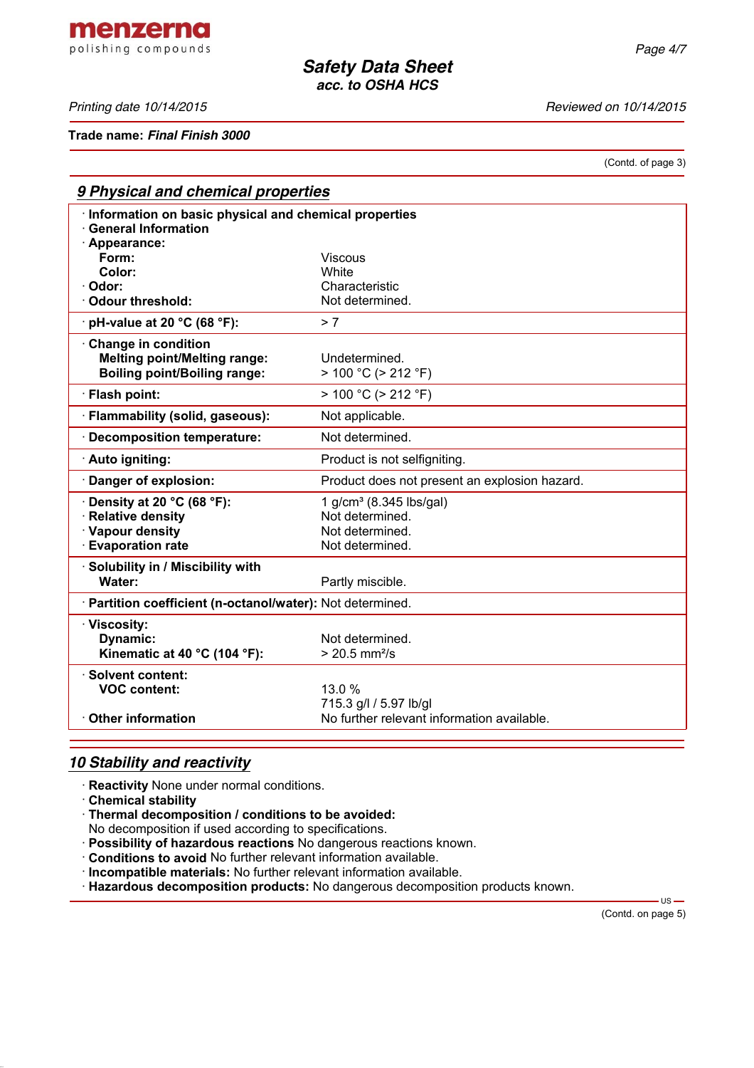Trade name: ***Final Finish 3000***

(Contd. of page 3)

## *9 Physical and chemical properties*

| | |
|---|---|
| · **Information on basic physical and chemical properties** | |
| · **General Information** | |
| · **Appearance:** | |
| **Form:** | Viscous |
| **Color:** | White |
| · **Odor:** | Characteristic |
| · **Odour threshold:** | Not determined. |
| · **pH-value at 20 °C (68 °F):** | > 7 |
| · **Change in condition** | |
| **Melting point/Melting range:** | Undetermined. |
| **Boiling point/Boiling range:** | > 100 °C (> 212 °F) |
| · **Flash point:** | > 100 °C (> 212 °F) |
| · **Flammability (solid, gaseous):** | Not applicable. |
| · **Decomposition temperature:** | Not determined. |
| · **Auto igniting:** | Product is not selfigniting. |
| · **Danger of explosion:** | Product does not present an explosion hazard. |
| · **Density at 20 °C (68 °F):** | 1 g/cm³ (8.345 lbs/gal) |
| · **Relative density** | Not determined. |
| · **Vapour density** | Not determined. |
| · **Evaporation rate** | Not determined. |
| · **Solubility in / Miscibility with** | |
| **Water:** | Partly miscible. |
| · **Partition coefficient (n-octanol/water):** | Not determined. |
| · **Viscosity:** | |
| **Dynamic:** | Not determined. |
| **Kinematic at 40 °C (104 °F):** | > 20.5 mm²/s |
| · **Solvent content:** | |
| **VOC content:** | 13.0 % |
| | 715.3 g/l / 5.97 lb/gl |
| · **Other information** | No further relevant information available. |

## *10 Stability and reactivity*

· **Reactivity** None under normal conditions.
· **Chemical stability**
· **Thermal decomposition / conditions to be avoided:**
No decomposition if used according to specifications.
· **Possibility of hazardous reactions** No dangerous reactions known.
· **Conditions to avoid** No further relevant information available.
· **Incompatible materials:** No further relevant information available.
· **Hazardous decomposition products:** No dangerous decomposition products known.

(Contd. on page 5)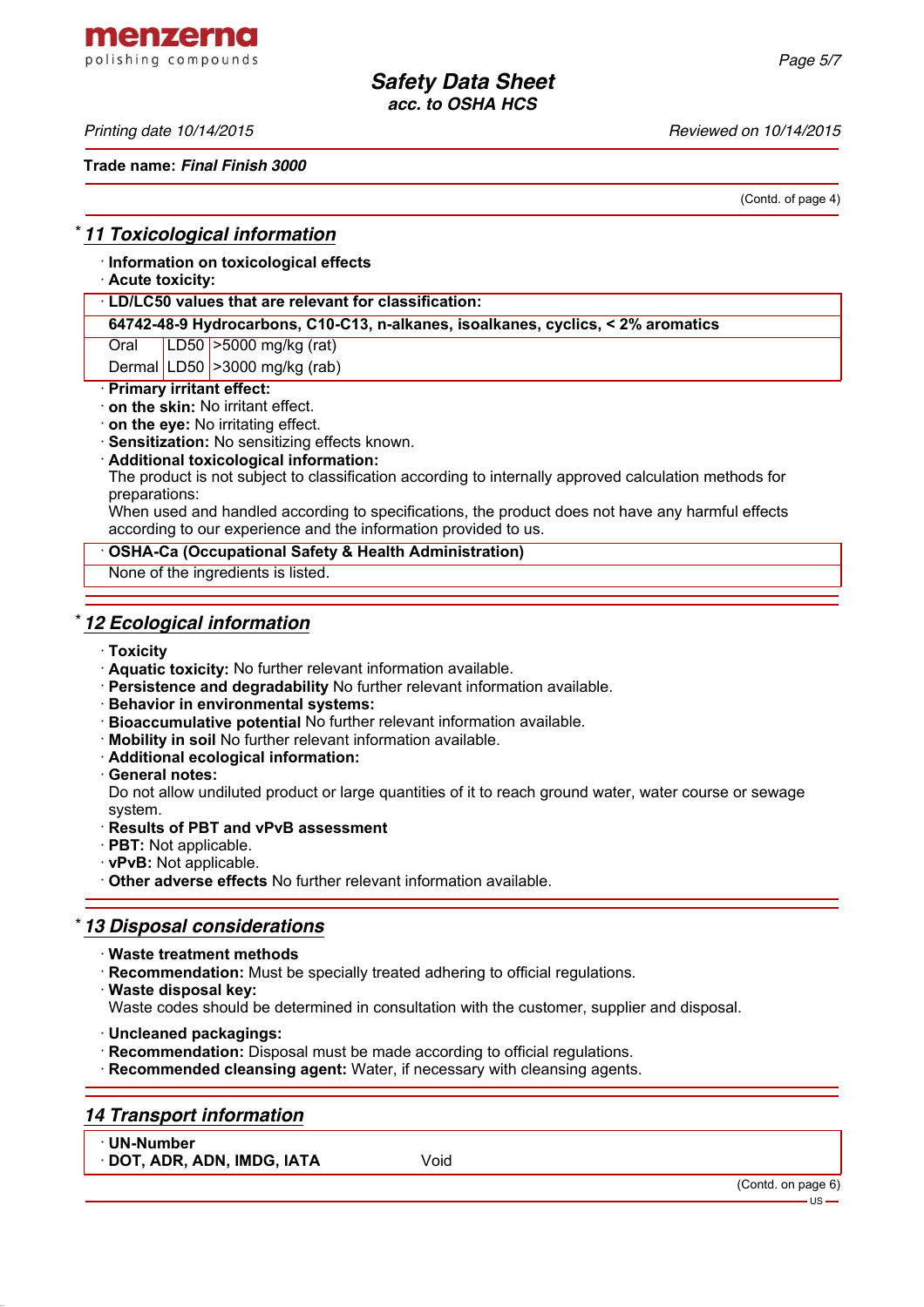(Contd. of page 4)

## * 11 Toxicological information

· **Information on toxicological effects**
· **Acute toxicity:**

| · LD/LC50 values that are relevant for classification: | | |
|---|---|---|
| **64742-48-9 Hydrocarbons, C10-C13, n-alkanes, isoalkanes, cyclics, < 2% aromatics** | | |
| Oral | LD50 | >5000 mg/kg (rat) |
| Dermal | LD50 | >3000 mg/kg (rab) |

· **Primary irritant effect:**
· **on the skin:** No irritant effect.
· **on the eye:** No irritating effect.
· **Sensitization:** No sensitizing effects known.
· **Additional toxicological information:**
The product is not subject to classification according to internally approved calculation methods for preparations:
When used and handled according to specifications, the product does not have any harmful effects according to our experience and the information provided to us.

| · OSHA-Ca (Occupational Safety & Health Administration) |
|---|
| None of the ingredients is listed. |

## * 12 Ecological information

· **Toxicity**
· **Aquatic toxicity:** No further relevant information available.
· **Persistence and degradability** No further relevant information available.
· **Behavior in environmental systems:**
· **Bioaccumulative potential** No further relevant information available.
· **Mobility in soil** No further relevant information available.
· **Additional ecological information:**
· **General notes:**
Do not allow undiluted product or large quantities of it to reach ground water, water course or sewage system.
· **Results of PBT and vPvB assessment**
· **PBT:** Not applicable.
· **vPvB:** Not applicable.
· **Other adverse effects** No further relevant information available.

## * 13 Disposal considerations

· **Waste treatment methods**
· **Recommendation:** Must be specially treated adhering to official regulations.
· **Waste disposal key:**
Waste codes should be determined in consultation with the customer, supplier and disposal.

· **Uncleaned packagings:**
· **Recommendation:** Disposal must be made according to official regulations.
· **Recommended cleansing agent:** Water, if necessary with cleansing agents.

## 14 Transport information

| · UN-Number | |
|---|---|
| · DOT, ADR, ADN, IMDG, IATA | Void |

(Contd. on page 6)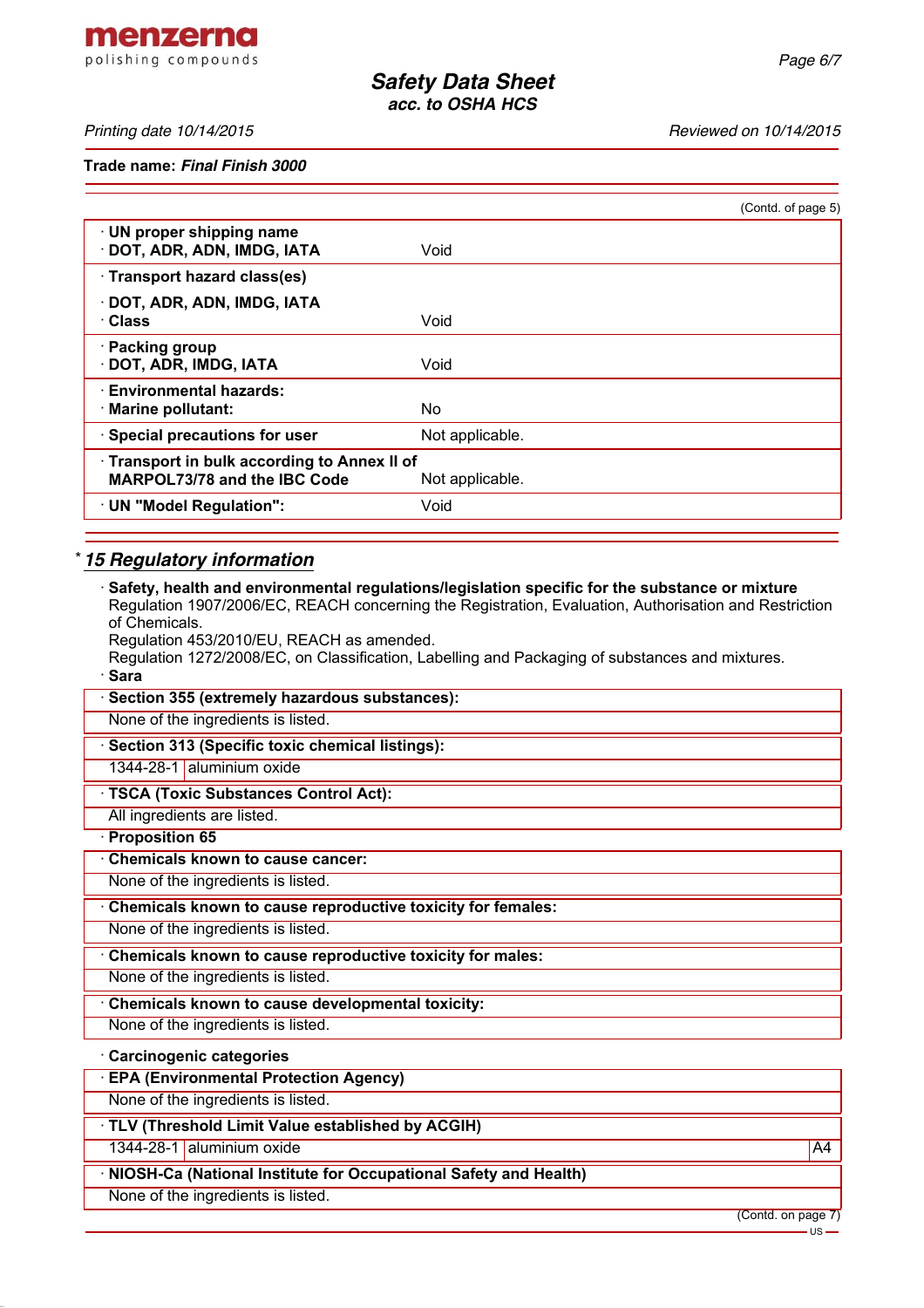(Contd. of page 5)

| | |
|---|---|
| · UN proper shipping name<br>· DOT, ADR, ADN, IMDG, IATA | Void |
| · Transport hazard class(es)<br>· DOT, ADR, ADN, IMDG, IATA<br>· Class | Void |
| · Packing group<br>· DOT, ADR, IMDG, IATA | Void |
| · Environmental hazards:<br>· Marine pollutant: | No |
| · Special precautions for user | Not applicable. |
| · Transport in bulk according to Annex II of MARPOL73/78 and the IBC Code | Not applicable. |
| · UN "Model Regulation": | Void |

## * 15 Regulatory information

· **Safety, health and environmental regulations/legislation specific for the substance or mixture**
Regulation 1907/2006/EC, REACH concerning the Registration, Evaluation, Authorisation and Restriction of Chemicals.
Regulation 453/2010/EU, REACH as amended.
Regulation 1272/2008/EC, on Classification, Labelling and Packaging of substances and mixtures.

· **Sara**

· **Section 355 (extremely hazardous substances):**
None of the ingredients is listed.

· **Section 313 (Specific toxic chemical listings):**

| | |
|---|---|
| 1344-28-1 | aluminium oxide |

· **TSCA (Toxic Substances Control Act):**
All ingredients are listed.

· **Proposition 65**

· **Chemicals known to cause cancer:**
None of the ingredients is listed.

· **Chemicals known to cause reproductive toxicity for females:**
None of the ingredients is listed.

· **Chemicals known to cause reproductive toxicity for males:**
None of the ingredients is listed.

· **Chemicals known to cause developmental toxicity:**
None of the ingredients is listed.

· **Carcinogenic categories**

· **EPA (Environmental Protection Agency)**
None of the ingredients is listed.

· **TLV (Threshold Limit Value established by ACGIH)**

| | | |
|---|---|---|
| 1344-28-1 | aluminium oxide | A4 |

· **NIOSH-Ca (National Institute for Occupational Safety and Health)**
None of the ingredients is listed.

(Contd. on page 7)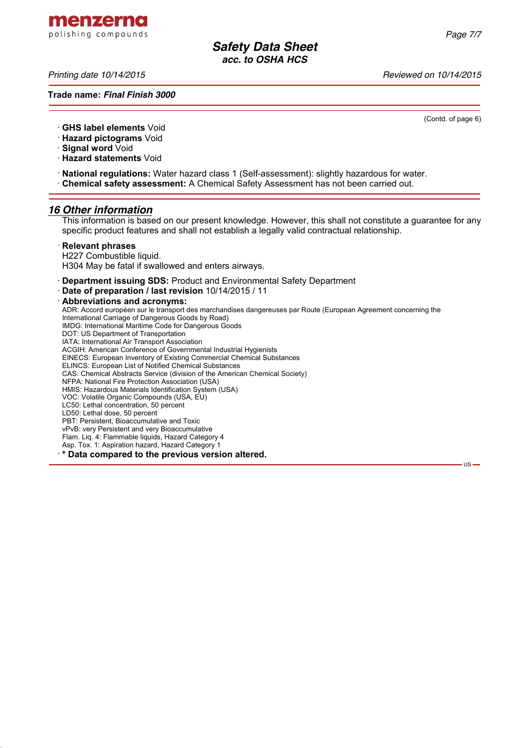(Contd. of page 6)

· **GHS label elements** Void
· **Hazard pictograms** Void
· **Signal word** Void
· **Hazard statements** Void

· **National regulations:** Water hazard class 1 (Self-assessment): slightly hazardous for water.
· **Chemical safety assessment:** A Chemical Safety Assessment has not been carried out.

## *16 Other information*

This information is based on our present knowledge. However, this shall not constitute a guarantee for any specific product features and shall not establish a legally valid contractual relationship.

· **Relevant phrases**
H227 Combustible liquid.
H304 May be fatal if swallowed and enters airways.

· **Department issuing SDS:** Product and Environmental Safety Department
· **Date of preparation / last revision** 10/14/2015 / 11
· **Abbreviations and acronyms:**
ADR: Accord européen sur le transport des marchandises dangereuses par Route (European Agreement concerning the International Carriage of Dangerous Goods by Road)
IMDG: International Maritime Code for Dangerous Goods
DOT: US Department of Transportation
IATA: International Air Transport Association
ACGIH: American Conference of Governmental Industrial Hygienists
EINECS: European Inventory of Existing Commercial Chemical Substances
ELINCS: European List of Notified Chemical Substances
CAS: Chemical Abstracts Service (division of the American Chemical Society)
NFPA: National Fire Protection Association (USA)
HMIS: Hazardous Materials Identification System (USA)
VOC: Volatile Organic Compounds (USA, EU)
LC50: Lethal concentration, 50 percent
LD50: Lethal dose, 50 percent
PBT: Persistent, Bioaccumulative and Toxic
vPvB: very Persistent and very Bioaccumulative
Flam. Liq. 4: Flammable liquids, Hazard Category 4
Asp. Tox. 1: Aspiration hazard, Hazard Category 1
· **\* Data compared to the previous version altered.**